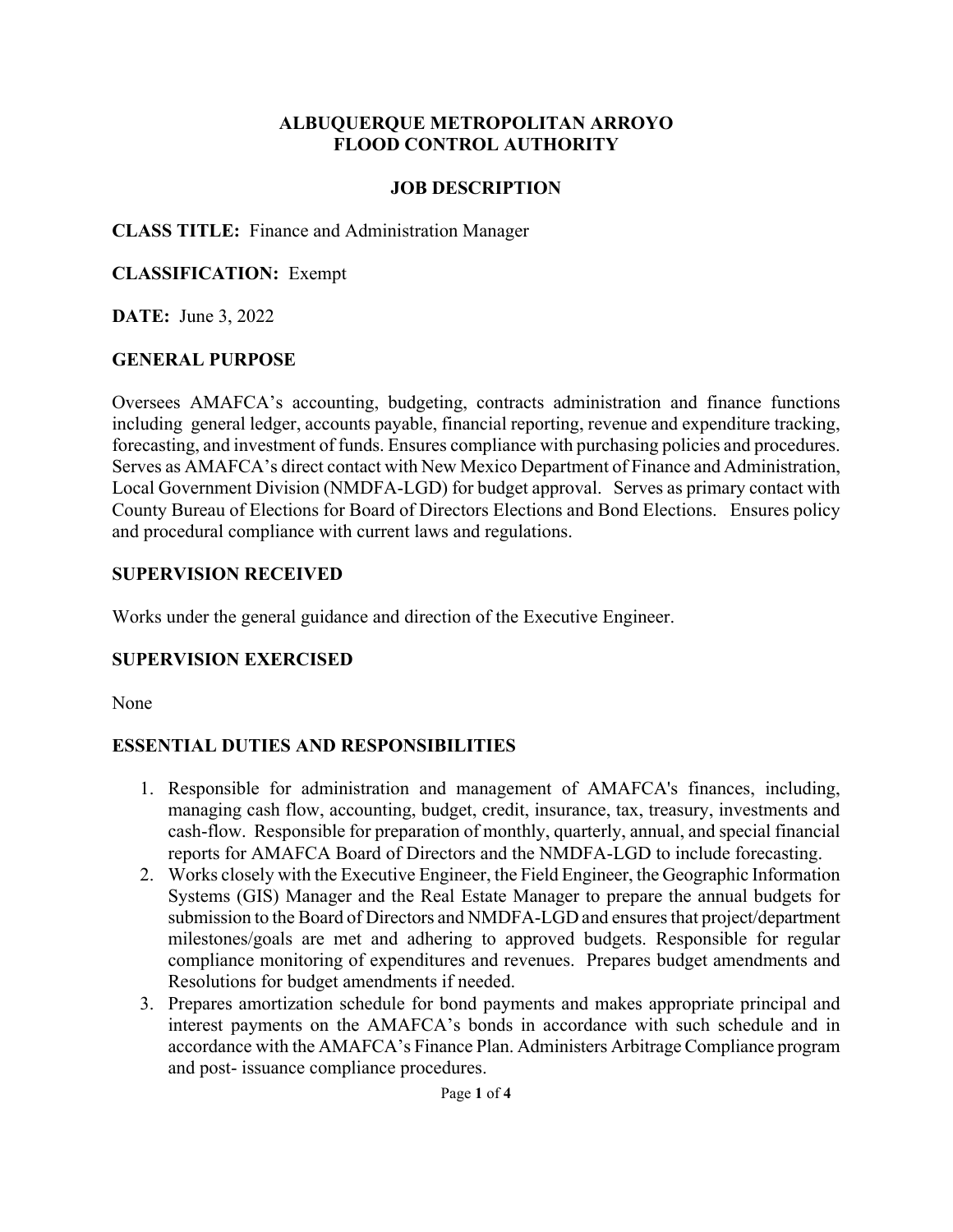# ALBUQUERQUE METROPOLITAN ARROYO FLOOD CONTROL AUTHORITY

## JOB DESCRIPTION

**CLASS TITLE:** Finance and Administration Manager

**CLASSIFICATION:** Exempt

**DATE:** June 3, 2022

### GENERAL PURPOSE

Oversees AMAFCA's accounting, budgeting, contracts administration and finance functions including general ledger, accounts payable, financial reporting, revenue and expenditure tracking, forecasting, and investment of funds. Ensures compliance with purchasing policies and procedures. Serves as AMAFCA's direct contact with New Mexico Department of Finance and Administration, Local Government Division (NMDFA-LGD) for budget approval. Serves as primary contact with County Bureau of Elections for Board of Directors Elections and Bond Elections. Ensures policy and procedural compliance with current laws and regulations.

### SUPERVISION RECEIVED

Works under the general guidance and direction of the Executive Engineer.

### SUPERVISION EXERCISED

None

### ESSENTIAL DUTIES AND RESPONSIBILITIES

1. Responsible for administration and management of AMAFCA's finances, including, managing cash flow, accounting, budget, credit, insurance, tax, treasury, investments and cash-flow. Responsible for preparation of monthly, quarterly, annual, and special financial reports for AMAFCA Board of Directors and the NMDFA-LGD to include forecasting.
2. Works closely with the Executive Engineer, the Field Engineer, the Geographic Information Systems (GIS) Manager and the Real Estate Manager to prepare the annual budgets for submission to the Board of Directors and NMDFA-LGD and ensures that project/department milestones/goals are met and adhering to approved budgets. Responsible for regular compliance monitoring of expenditures and revenues. Prepares budget amendments and Resolutions for budget amendments if needed.
3. Prepares amortization schedule for bond payments and makes appropriate principal and interest payments on the AMAFCA's bonds in accordance with such schedule and in accordance with the AMAFCA's Finance Plan. Administers Arbitrage Compliance program and post- issuance compliance procedures.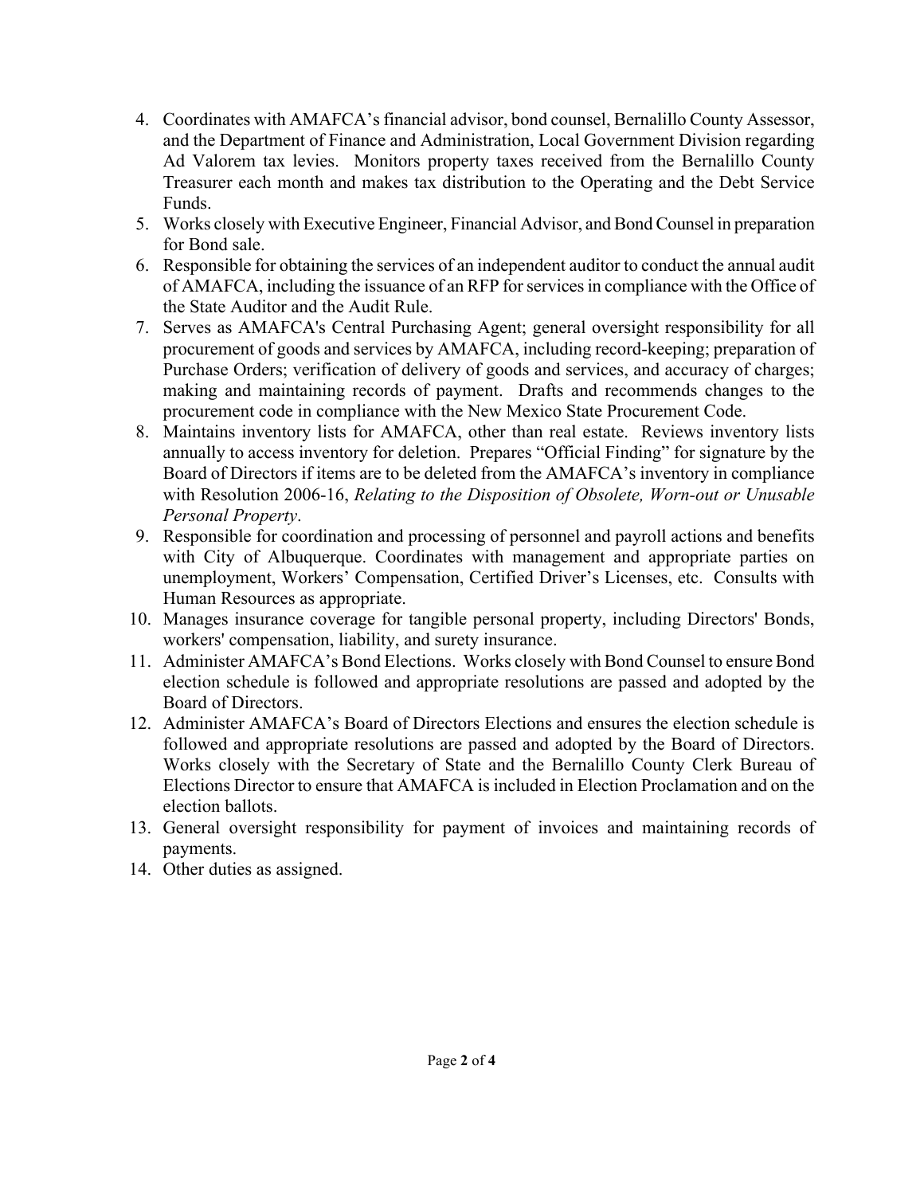4. Coordinates with AMAFCA's financial advisor, bond counsel, Bernalillo County Assessor, and the Department of Finance and Administration, Local Government Division regarding Ad Valorem tax levies. Monitors property taxes received from the Bernalillo County Treasurer each month and makes tax distribution to the Operating and the Debt Service Funds.
5. Works closely with Executive Engineer, Financial Advisor, and Bond Counsel in preparation for Bond sale.
6. Responsible for obtaining the services of an independent auditor to conduct the annual audit of AMAFCA, including the issuance of an RFP for services in compliance with the Office of the State Auditor and the Audit Rule.
7. Serves as AMAFCA's Central Purchasing Agent; general oversight responsibility for all procurement of goods and services by AMAFCA, including record-keeping; preparation of Purchase Orders; verification of delivery of goods and services, and accuracy of charges; making and maintaining records of payment. Drafts and recommends changes to the procurement code in compliance with the New Mexico State Procurement Code.
8. Maintains inventory lists for AMAFCA, other than real estate. Reviews inventory lists annually to access inventory for deletion. Prepares "Official Finding" for signature by the Board of Directors if items are to be deleted from the AMAFCA's inventory in compliance with Resolution 2006-16, *Relating to the Disposition of Obsolete, Worn-out or Unusable Personal Property*.
9. Responsible for coordination and processing of personnel and payroll actions and benefits with City of Albuquerque. Coordinates with management and appropriate parties on unemployment, Workers' Compensation, Certified Driver's Licenses, etc. Consults with Human Resources as appropriate.
10. Manages insurance coverage for tangible personal property, including Directors' Bonds, workers' compensation, liability, and surety insurance.
11. Administer AMAFCA's Bond Elections. Works closely with Bond Counsel to ensure Bond election schedule is followed and appropriate resolutions are passed and adopted by the Board of Directors.
12. Administer AMAFCA's Board of Directors Elections and ensures the election schedule is followed and appropriate resolutions are passed and adopted by the Board of Directors. Works closely with the Secretary of State and the Bernalillo County Clerk Bureau of Elections Director to ensure that AMAFCA is included in Election Proclamation and on the election ballots.
13. General oversight responsibility for payment of invoices and maintaining records of payments.
14. Other duties as assigned.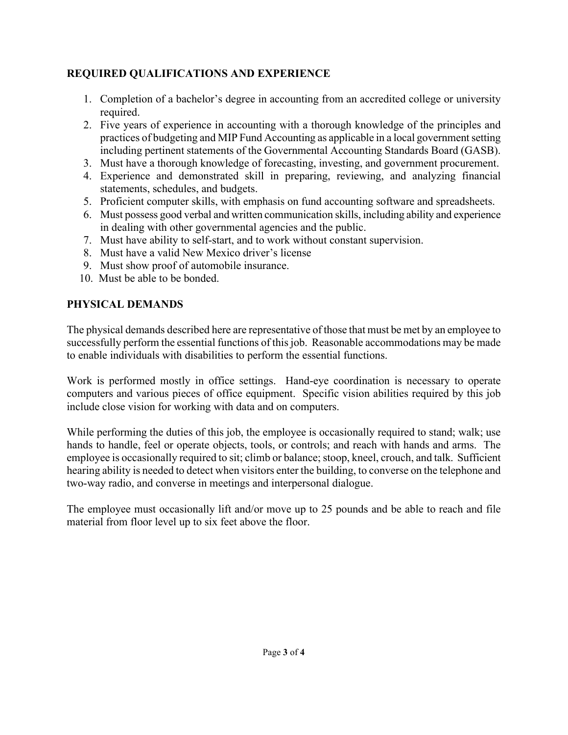## REQUIRED QUALIFICATIONS AND EXPERIENCE

1. Completion of a bachelor's degree in accounting from an accredited college or university required.
2. Five years of experience in accounting with a thorough knowledge of the principles and practices of budgeting and MIP Fund Accounting as applicable in a local government setting including pertinent statements of the Governmental Accounting Standards Board (GASB).
3. Must have a thorough knowledge of forecasting, investing, and government procurement.
4. Experience and demonstrated skill in preparing, reviewing, and analyzing financial statements, schedules, and budgets.
5. Proficient computer skills, with emphasis on fund accounting software and spreadsheets.
6. Must possess good verbal and written communication skills, including ability and experience in dealing with other governmental agencies and the public.
7. Must have ability to self-start, and to work without constant supervision.
8. Must have a valid New Mexico driver's license
9. Must show proof of automobile insurance.
10. Must be able to be bonded.

## PHYSICAL DEMANDS

The physical demands described here are representative of those that must be met by an employee to successfully perform the essential functions of this job. Reasonable accommodations may be made to enable individuals with disabilities to perform the essential functions.

Work is performed mostly in office settings. Hand-eye coordination is necessary to operate computers and various pieces of office equipment. Specific vision abilities required by this job include close vision for working with data and on computers.

While performing the duties of this job, the employee is occasionally required to stand; walk; use hands to handle, feel or operate objects, tools, or controls; and reach with hands and arms. The employee is occasionally required to sit; climb or balance; stoop, kneel, crouch, and talk. Sufficient hearing ability is needed to detect when visitors enter the building, to converse on the telephone and two-way radio, and converse in meetings and interpersonal dialogue.

The employee must occasionally lift and/or move up to 25 pounds and be able to reach and file material from floor level up to six feet above the floor.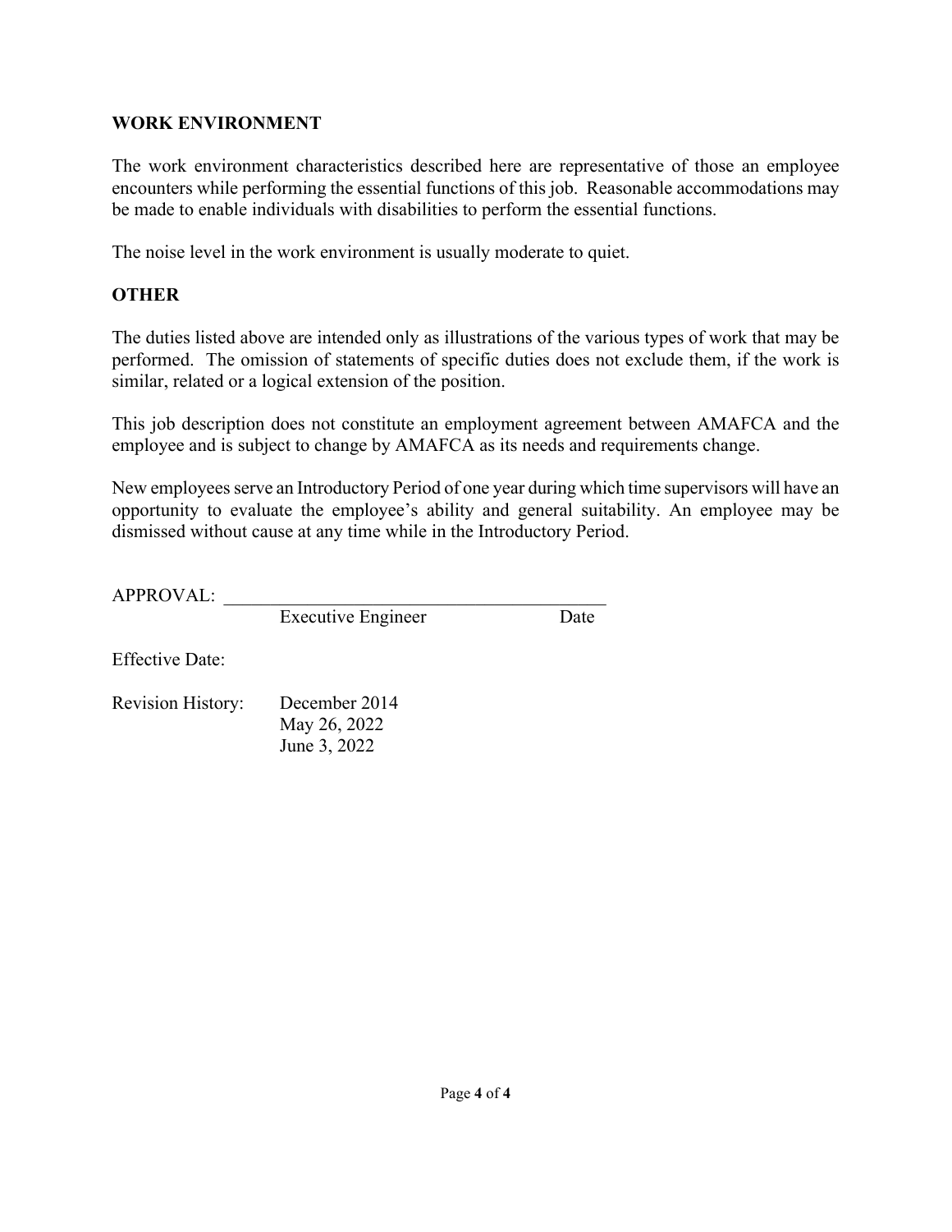## WORK ENVIRONMENT

The work environment characteristics described here are representative of those an employee encounters while performing the essential functions of this job. Reasonable accommodations may be made to enable individuals with disabilities to perform the essential functions.

The noise level in the work environment is usually moderate to quiet.

## OTHER

The duties listed above are intended only as illustrations of the various types of work that may be performed. The omission of statements of specific duties does not exclude them, if the work is similar, related or a logical extension of the position.

This job description does not constitute an employment agreement between AMAFCA and the employee and is subject to change by AMAFCA as its needs and requirements change.

New employees serve an Introductory Period of one year during which time supervisors will have an opportunity to evaluate the employee's ability and general suitability. An employee may be dismissed without cause at any time while in the Introductory Period.

APPROVAL: ________________________________________
Executive Engineer Date

Effective Date:

Revision History: December 2014
May 26, 2022
June 3, 2022